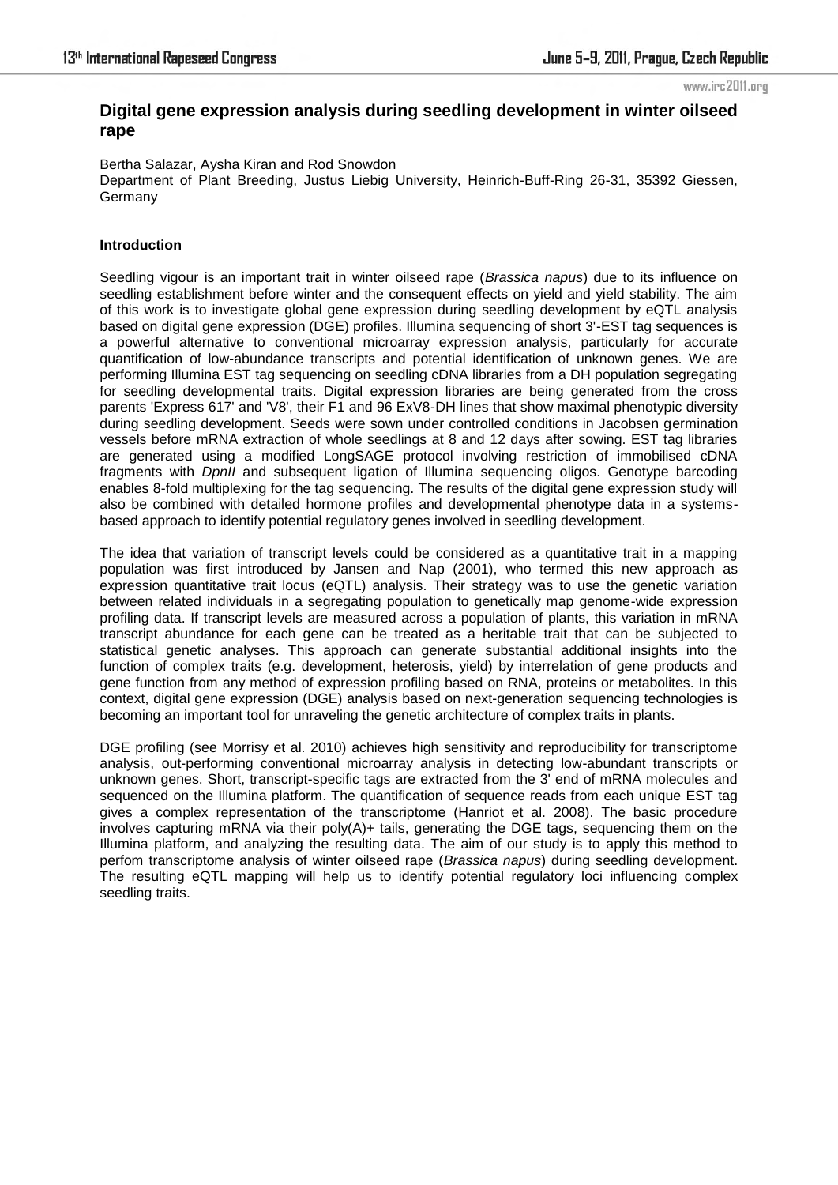# Digital gene expression analysis during seedling development in winter oilseed rape

Bertha Salazar, Aysha Kiran and Rod Snowdon

Department of Plant Breeding, Justus Liebig University, Heinrich-Buff-Ring 26-31, 35392 Giessen, Germany

### Introduction

Seedling vigour is an important trait in winter oilseed rape (*Brassica napus*) due to its influence on seedling establishment before winter and the consequent effects on yield and yield stability. The aim of this work is to investigate global gene expression during seedling development by eQTL analysis based on digital gene expression (DGE) profiles. Illumina sequencing of short 3'-EST tag sequences is a powerful alternative to conventional microarray expression analysis, particularly for accurate quantification of low-abundance transcripts and potential identification of unknown genes. We are performing Illumina EST tag sequencing on seedling cDNA libraries from a DH population segregating for seedling developmental traits. Digital expression libraries are being generated from the cross parents 'Express 617' and 'V8', their F1 and 96 ExV8-DH lines that show maximal phenotypic diversity during seedling development. Seeds were sown under controlled conditions in Jacobsen germination vessels before mRNA extraction of whole seedlings at 8 and 12 days after sowing. EST tag libraries are generated using a modified LongSAGE protocol involving restriction of immobilised cDNA fragments with *DpnII* and subsequent ligation of Illumina sequencing oligos. Genotype barcoding enables 8-fold multiplexing for the tag sequencing. The results of the digital gene expression study will also be combined with detailed hormone profiles and developmental phenotype data in a systems-based approach to identify potential regulatory genes involved in seedling development.

The idea that variation of transcript levels could be considered as a quantitative trait in a mapping population was first introduced by Jansen and Nap (2001), who termed this new approach as expression quantitative trait locus (eQTL) analysis. Their strategy was to use the genetic variation between related individuals in a segregating population to genetically map genome-wide expression profiling data. If transcript levels are measured across a population of plants, this variation in mRNA transcript abundance for each gene can be treated as a heritable trait that can be subjected to statistical genetic analyses. This approach can generate substantial additional insights into the function of complex traits (e.g. development, heterosis, yield) by interrelation of gene products and gene function from any method of expression profiling based on RNA, proteins or metabolites. In this context, digital gene expression (DGE) analysis based on next-generation sequencing technologies is becoming an important tool for unraveling the genetic architecture of complex traits in plants.

DGE profiling (see Morrisy et al. 2010) achieves high sensitivity and reproducibility for transcriptome analysis, out-performing conventional microarray analysis in detecting low-abundant transcripts or unknown genes. Short, transcript-specific tags are extracted from the 3' end of mRNA molecules and sequenced on the Illumina platform. The quantification of sequence reads from each unique EST tag gives a complex representation of the transcriptome (Hanriot et al. 2008). The basic procedure involves capturing mRNA via their poly(A)+ tails, generating the DGE tags, sequencing them on the Illumina platform, and analyzing the resulting data. The aim of our study is to apply this method to perfom transcriptome analysis of winter oilseed rape (*Brassica napus*) during seedling development. The resulting eQTL mapping will help us to identify potential regulatory loci influencing complex seedling traits.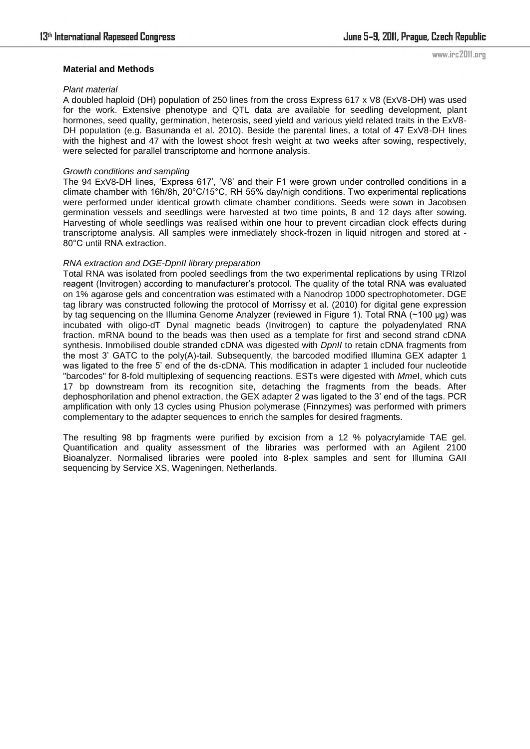**Material and Methods**

*Plant material*

A doubled haploid (DH) population of 250 lines from the cross Express 617 x V8 (ExV8-DH) was used for the work. Extensive phenotype and QTL data are available for seedling development, plant hormones, seed quality, germination, heterosis, seed yield and various yield related traits in the ExV8-DH population (e.g. Basunanda et al. 2010). Beside the parental lines, a total of 47 ExV8-DH lines with the highest and 47 with the lowest shoot fresh weight at two weeks after sowing, respectively, were selected for parallel transcriptome and hormone analysis.

*Growth conditions and sampling*

The 94 ExV8-DH lines, 'Express 617', 'V8' and their F1 were grown under controlled conditions in a climate chamber with 16h/8h, 20°C/15°C, RH 55% day/nigh conditions. Two experimental replications were performed under identical growth climate chamber conditions. Seeds were sown in Jacobsen germination vessels and seedlings were harvested at two time points, 8 and 12 days after sowing. Harvesting of whole seedlings was realised within one hour to prevent circadian clock effects during transcriptome analysis. All samples were inmediately shock-frozen in liquid nitrogen and stored at -80°C until RNA extraction.

*RNA extraction and DGE-DpnII library preparation*

Total RNA was isolated from pooled seedlings from the two experimental replications by using TRIzol reagent (Invitrogen) according to manufacturer's protocol. The quality of the total RNA was evaluated on 1% agarose gels and concentration was estimated with a Nanodrop 1000 spectrophotometer. DGE tag library was constructed following the protocol of Morrissy et al. (2010) for digital gene expression by tag sequencing on the Illumina Genome Analyzer (reviewed in Figure 1). Total RNA (~100 µg) was incubated with oligo-dT Dynal magnetic beads (Invitrogen) to capture the polyadenylated RNA fraction. mRNA bound to the beads was then used as a template for first and second strand cDNA synthesis. Inmobilised double stranded cDNA was digested with *DpnII* to retain cDNA fragments from the most 3' GATC to the poly(A)-tail. Subsequently, the barcoded modified Illumina GEX adapter 1 was ligated to the free 5' end of the ds-cDNA. This modification in adapter 1 included four nucleotide "barcodes" for 8-fold multiplexing of sequencing reactions. ESTs were digested with *Mme*I, which cuts 17 bp downstream from its recognition site, detaching the fragments from the beads. After dephosphorilation and phenol extraction, the GEX adapter 2 was ligated to the 3' end of the tags. PCR amplification with only 13 cycles using Phusion polymerase (Finnzymes) was performed with primers complementary to the adapter sequences to enrich the samples for desired fragments.

The resulting 98 bp fragments were purified by excision from a 12 % polyacrylamide TAE gel. Quantification and quality assessment of the libraries was performed with an Agilent 2100 Bioanalyzer. Normalised libraries were pooled into 8-plex samples and sent for Illumina GAII sequencing by Service XS, Wageningen, Netherlands.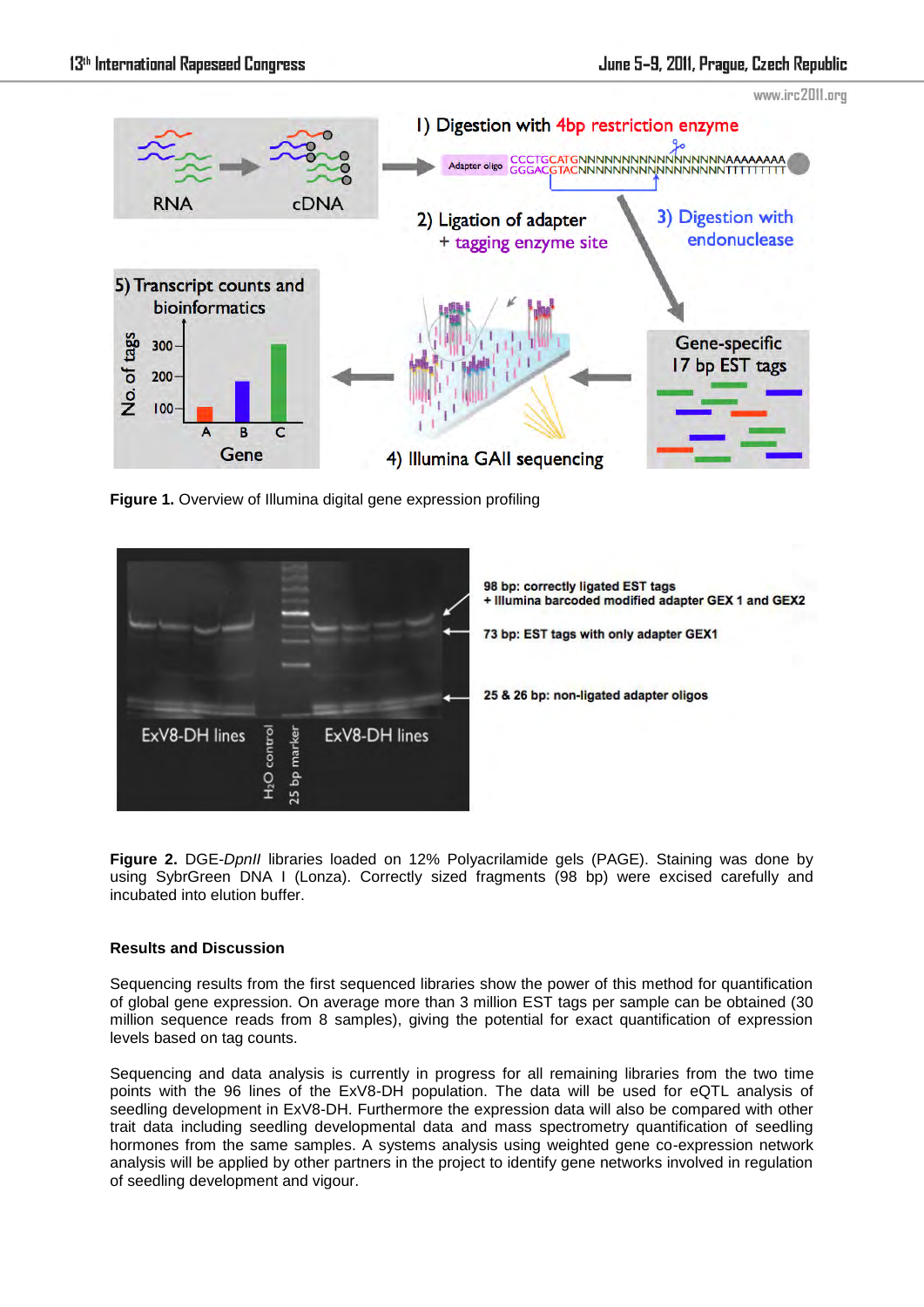**Figure 1.** Overview of Illumina digital gene expression profiling

**Figure 2.** DGE-*DpnII* libraries loaded on 12% Polyacrilamide gels (PAGE). Staining was done by using SybrGreen DNA I (Lonza). Correctly sized fragments (98 bp) were excised carefully and incubated into elution buffer.

**Results and Discussion**

Sequencing results from the first sequenced libraries show the power of this method for quantification of global gene expression. On average more than 3 million EST tags per sample can be obtained (30 million sequence reads from 8 samples), giving the potential for exact quantification of expression levels based on tag counts.

Sequencing and data analysis is currently in progress for all remaining libraries from the two time points with the 96 lines of the ExV8-DH population. The data will be used for eQTL analysis of seedling development in ExV8-DH. Furthermore the expression data will also be compared with other trait data including seedling developmental data and mass spectrometry quantification of seedling hormones from the same samples. A systems analysis using weighted gene co-expression network analysis will be applied by other partners in the project to identify gene networks involved in regulation of seedling development and vigour.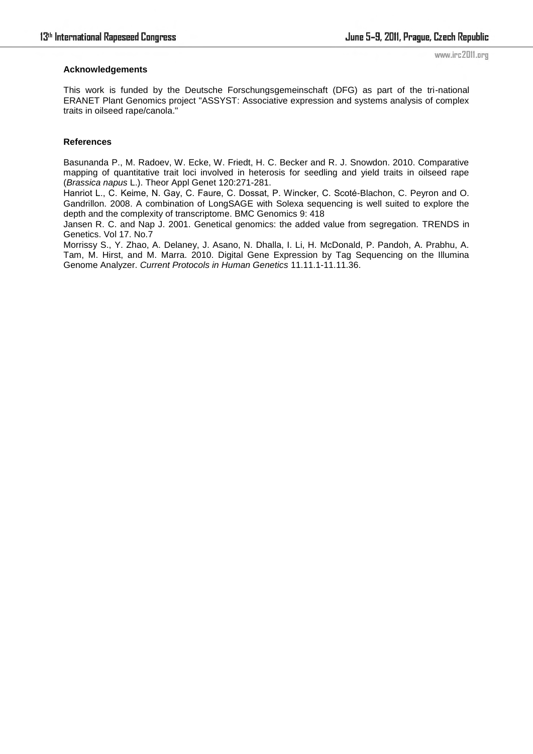### Acknowledgements

This work is funded by the Deutsche Forschungsgemeinschaft (DFG) as part of the tri-national ERANET Plant Genomics project "ASSYST: Associative expression and systems analysis of complex traits in oilseed rape/canola."

### References

Basunanda P., M. Radoev, W. Ecke, W. Friedt, H. C. Becker and R. J. Snowdon. 2010. Comparative mapping of quantitative trait loci involved in heterosis for seedling and yield traits in oilseed rape (*Brassica napus* L.). Theor Appl Genet 120:271-281.

Hanriot L., C. Keime, N. Gay, C. Faure, C. Dossat, P. Wincker, C. Scoté-Blachon, C. Peyron and O. Gandrillon. 2008. A combination of LongSAGE with Solexa sequencing is well suited to explore the depth and the complexity of transcriptome. BMC Genomics 9: 418

Jansen R. C. and Nap J. 2001. Genetical genomics: the added value from segregation. TRENDS in Genetics. Vol 17. No.7

Morrissy S., Y. Zhao, A. Delaney, J. Asano, N. Dhalla, I. Li, H. McDonald, P. Pandoh, A. Prabhu, A. Tam, M. Hirst, and M. Marra. 2010. Digital Gene Expression by Tag Sequencing on the Illumina Genome Analyzer. *Current Protocols in Human Genetics* 11.11.1-11.11.36.